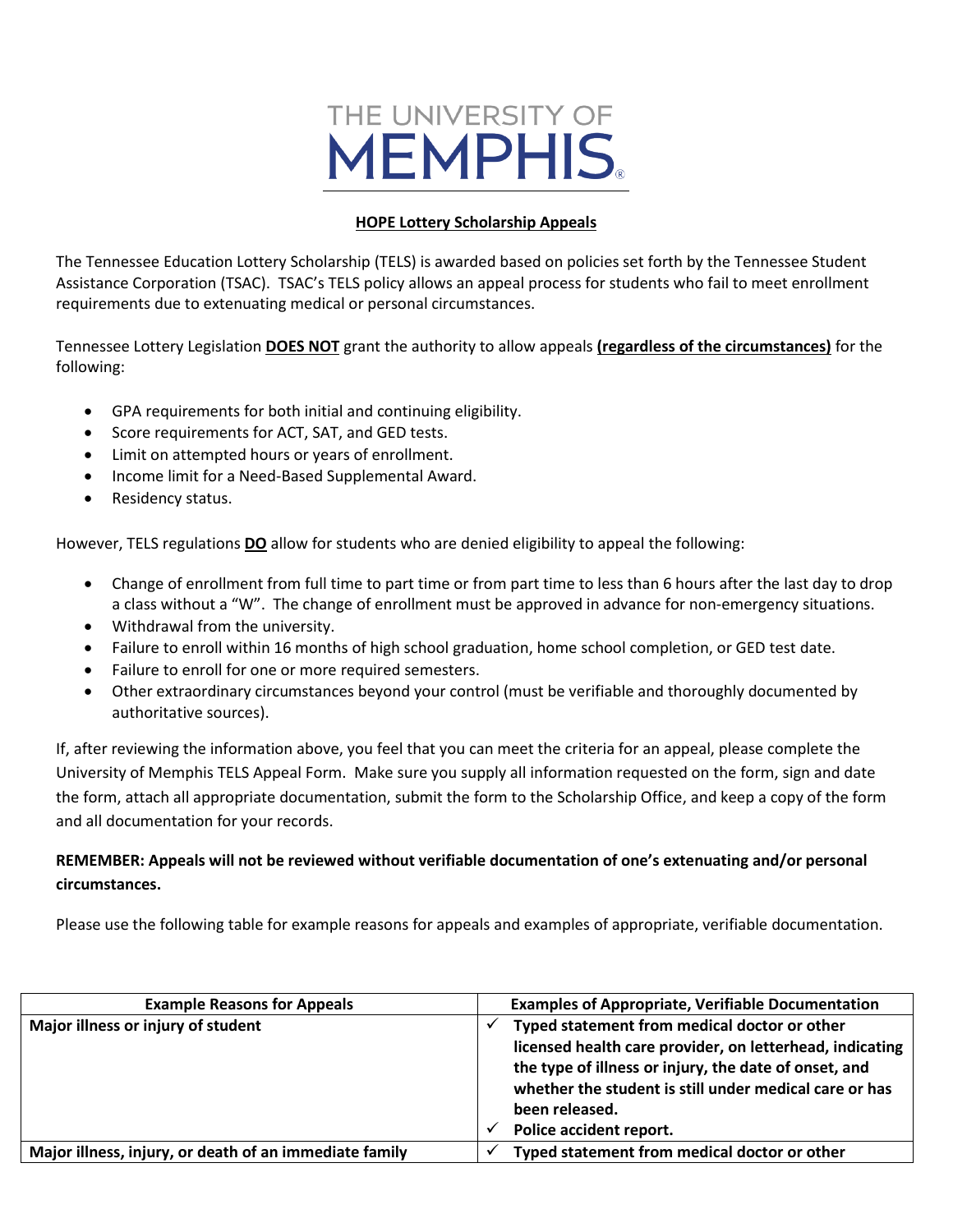THE UNIVERSITY OF MEMPHIS

## HOPE Lottery Scholarship Appeals

The Tennessee Education Lottery Scholarship (TELS) is awarded based on policies set forth by the Tennessee Student Assistance Corporation (TSAC). TSAC's TELS policy allows an appeal process for students who fail to meet enrollment requirements due to extenuating medical or personal circumstances.

Tennessee Lottery Legislation **DOES NOT** grant the authority to allow appeals **(regardless of the circumstances)** for the following:

- GPA requirements for both initial and continuing eligibility.
- Score requirements for ACT, SAT, and GED tests.
- Limit on attempted hours or years of enrollment.
- Income limit for a Need-Based Supplemental Award.
- Residency status.

However, TELS regulations **DO** allow for students who are denied eligibility to appeal the following:

- Change of enrollment from full time to part time or from part time to less than 6 hours after the last day to drop a class without a "W". The change of enrollment must be approved in advance for non-emergency situations.
- Withdrawal from the university.
- Failure to enroll within 16 months of high school graduation, home school completion, or GED test date.
- Failure to enroll for one or more required semesters.
- Other extraordinary circumstances beyond your control (must be verifiable and thoroughly documented by authoritative sources).

If, after reviewing the information above, you feel that you can meet the criteria for an appeal, please complete the University of Memphis TELS Appeal Form. Make sure you supply all information requested on the form, sign and date the form, attach all appropriate documentation, submit the form to the Scholarship Office, and keep a copy of the form and all documentation for your records.

**REMEMBER: Appeals will not be reviewed without verifiable documentation of one's extenuating and/or personal circumstances.**

Please use the following table for example reasons for appeals and examples of appropriate, verifiable documentation.

| Example Reasons for Appeals | Examples of Appropriate, Verifiable Documentation |
| --- | --- |
| **Major illness or injury of student** | ✓ **Typed statement from medical doctor or other licensed health care provider, on letterhead, indicating the type of illness or injury, the date of onset, and whether the student is still under medical care or has been released.**<br>✓ **Police accident report.** |
| **Major illness, injury, or death of an immediate family** | ✓ **Typed statement from medical doctor or other** |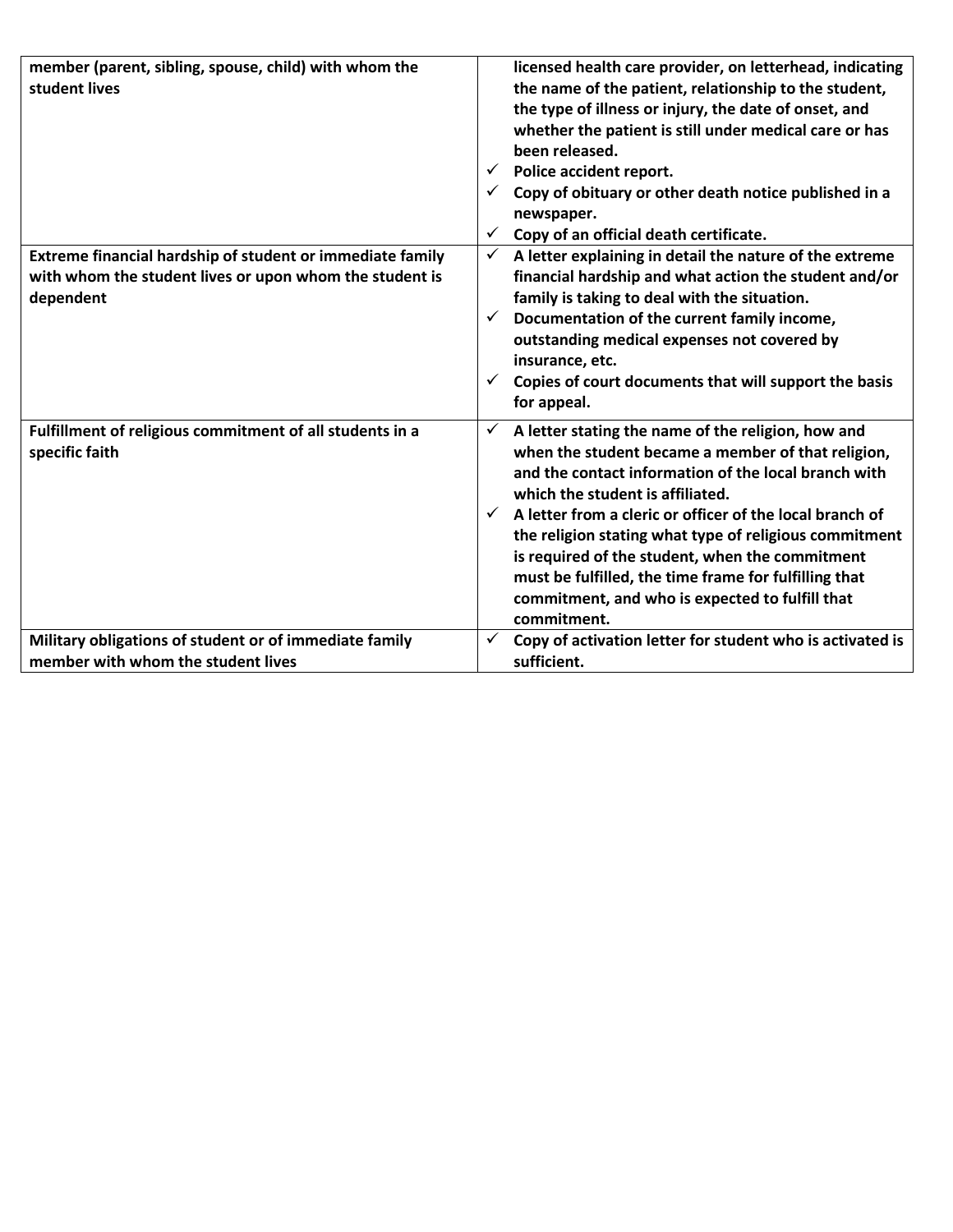| | |
|---|---|
| **member (parent, sibling, spouse, child) with whom the student lives** | **licensed health care provider, on letterhead, indicating the name of the patient, relationship to the student, the type of illness or injury, the date of onset, and whether the patient is still under medical care or has been released.**<br>✓ **Police accident report.**<br>✓ **Copy of obituary or other death notice published in a newspaper.**<br>✓ **Copy of an official death certificate.** |
| **Extreme financial hardship of student or immediate family with whom the student lives or upon whom the student is dependent** | ✓ **A letter explaining in detail the nature of the extreme financial hardship and what action the student and/or family is taking to deal with the situation.**<br>✓ **Documentation of the current family income, outstanding medical expenses not covered by insurance, etc.**<br>✓ **Copies of court documents that will support the basis for appeal.** |
| **Fulfillment of religious commitment of all students in a specific faith** | ✓ **A letter stating the name of the religion, how and when the student became a member of that religion, and the contact information of the local branch with which the student is affiliated.**<br>✓ **A letter from a cleric or officer of the local branch of the religion stating what type of religious commitment is required of the student, when the commitment must be fulfilled, the time frame for fulfilling that commitment, and who is expected to fulfill that commitment.** |
| **Military obligations of student or of immediate family member with whom the student lives** | ✓ **Copy of activation letter for student who is activated is sufficient.** |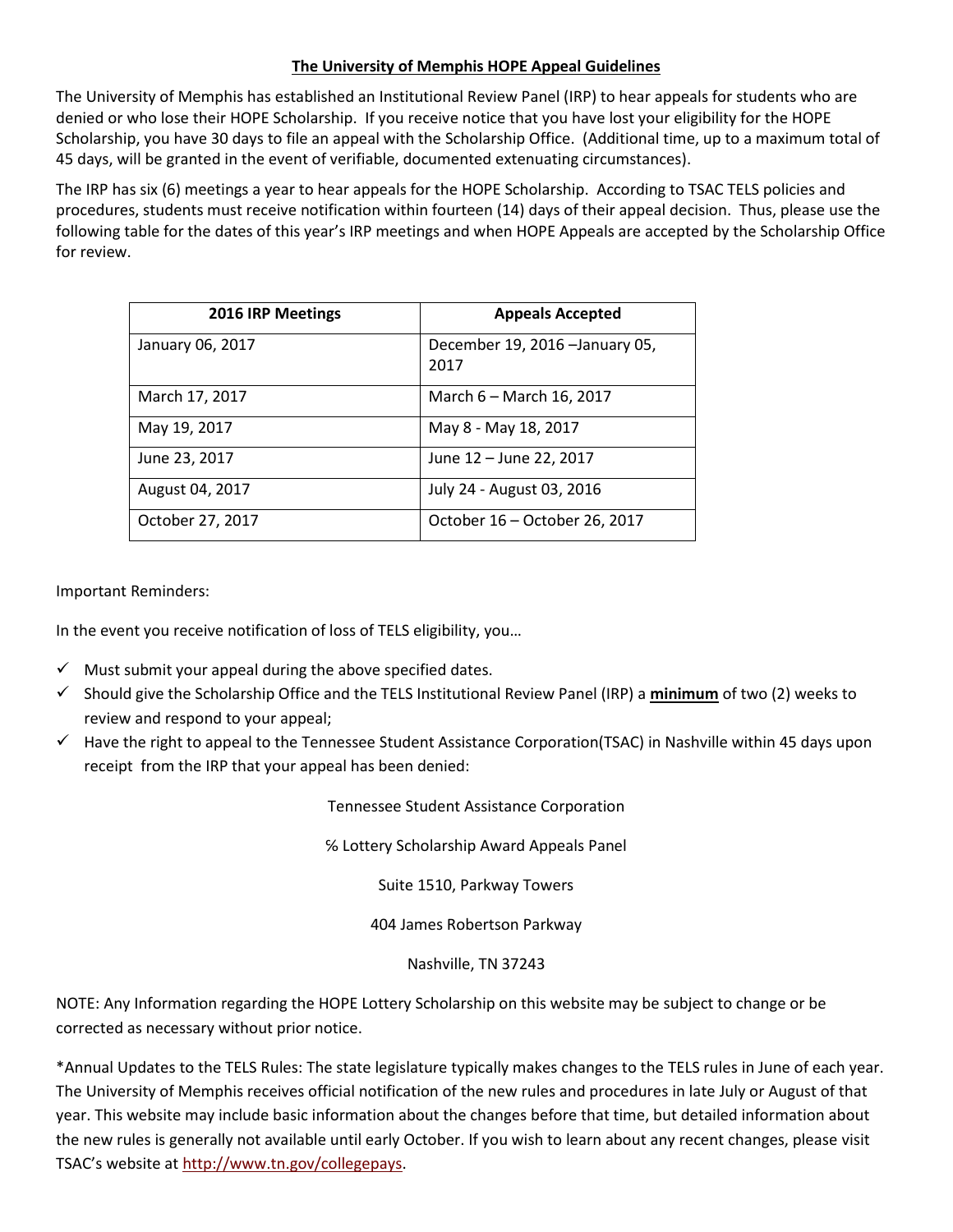**The University of Memphis HOPE Appeal Guidelines**

The University of Memphis has established an Institutional Review Panel (IRP) to hear appeals for students who are denied or who lose their HOPE Scholarship. If you receive notice that you have lost your eligibility for the HOPE Scholarship, you have 30 days to file an appeal with the Scholarship Office. (Additional time, up to a maximum total of 45 days, will be granted in the event of verifiable, documented extenuating circumstances).

The IRP has six (6) meetings a year to hear appeals for the HOPE Scholarship. According to TSAC TELS policies and procedures, students must receive notification within fourteen (14) days of their appeal decision. Thus, please use the following table for the dates of this year's IRP meetings and when HOPE Appeals are accepted by the Scholarship Office for review.

| 2016 IRP Meetings | Appeals Accepted |
|---|---|
| January 06, 2017 | December 19, 2016 –January 05, 2017 |
| March 17, 2017 | March 6 – March 16, 2017 |
| May 19, 2017 | May 8 - May 18, 2017 |
| June 23, 2017 | June 12 – June 22, 2017 |
| August 04, 2017 | July 24 - August 03, 2016 |
| October 27, 2017 | October 16 – October 26, 2017 |

Important Reminders:

In the event you receive notification of loss of TELS eligibility, you…

- ✓ Must submit your appeal during the above specified dates.
- ✓ Should give the Scholarship Office and the TELS Institutional Review Panel (IRP) a **minimum** of two (2) weeks to review and respond to your appeal;
- ✓ Have the right to appeal to the Tennessee Student Assistance Corporation(TSAC) in Nashville within 45 days upon receipt from the IRP that your appeal has been denied:

Tennessee Student Assistance Corporation

℅ Lottery Scholarship Award Appeals Panel

Suite 1510, Parkway Towers

404 James Robertson Parkway

Nashville, TN 37243

NOTE: Any Information regarding the HOPE Lottery Scholarship on this website may be subject to change or be corrected as necessary without prior notice.

*Annual Updates to the TELS Rules: The state legislature typically makes changes to the TELS rules in June of each year. The University of Memphis receives official notification of the new rules and procedures in late July or August of that year. This website may include basic information about the changes before that time, but detailed information about the new rules is generally not available until early October. If you wish to learn about any recent changes, please visit TSAC's website at http://www.tn.gov/collegepays.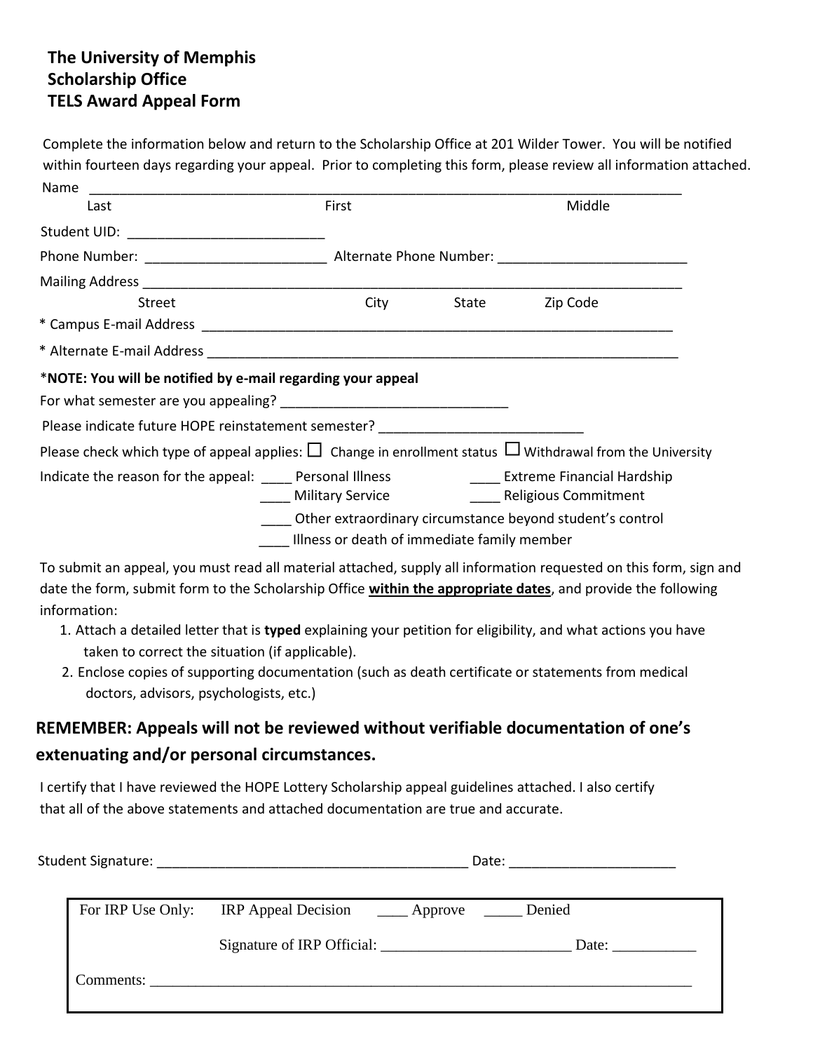# The University of Memphis
# Scholarship Office
# TELS Award Appeal Form

Complete the information below and return to the Scholarship Office at 201 Wilder Tower. You will be notified within fourteen days regarding your appeal. Prior to completing this form, please review all information attached.

Name ________________________________________________________________________________

Last First Middle

Student UID: __________________________

Phone Number: ________________________ Alternate Phone Number: _________________________

Mailing Address ________________________________________________________________________

Street City State Zip Code

* Campus E-mail Address ______________________________________________________________

* Alternate E-mail Address ______________________________________________________________

***NOTE: You will be notified by e-mail regarding your appeal**

For what semester are you appealing? ______________________________

Please indicate future HOPE reinstatement semester? ___________________________

Please check which type of appeal applies: ☐ Change in enrollment status ☐ Withdrawal from the University

Indicate the reason for the appeal:
- ____ Personal Illness
- ____ Extreme Financial Hardship
- ____ Military Service
- ____ Religious Commitment
- ____ Other extraordinary circumstance beyond student's control
- ____ Illness or death of immediate family member

To submit an appeal, you must read all material attached, supply all information requested on this form, sign and date the form, submit form to the Scholarship Office **within the appropriate dates**, and provide the following information:

1. Attach a detailed letter that is **typed** explaining your petition for eligibility, and what actions you have taken to correct the situation (if applicable).
2. Enclose copies of supporting documentation (such as death certificate or statements from medical doctors, advisors, psychologists, etc.)

## REMEMBER: Appeals will not be reviewed without verifiable documentation of one's extenuating and/or personal circumstances.

I certify that I have reviewed the HOPE Lottery Scholarship appeal guidelines attached. I also certify that all of the above statements and attached documentation are true and accurate.

Student Signature: _________________________________________ Date: ______________________

For IRP Use Only: IRP Appeal Decision ____ Approve _____ Denied

Signature of IRP Official: ________________________ Date: ___________

Comments: ___________________________________________________________________________